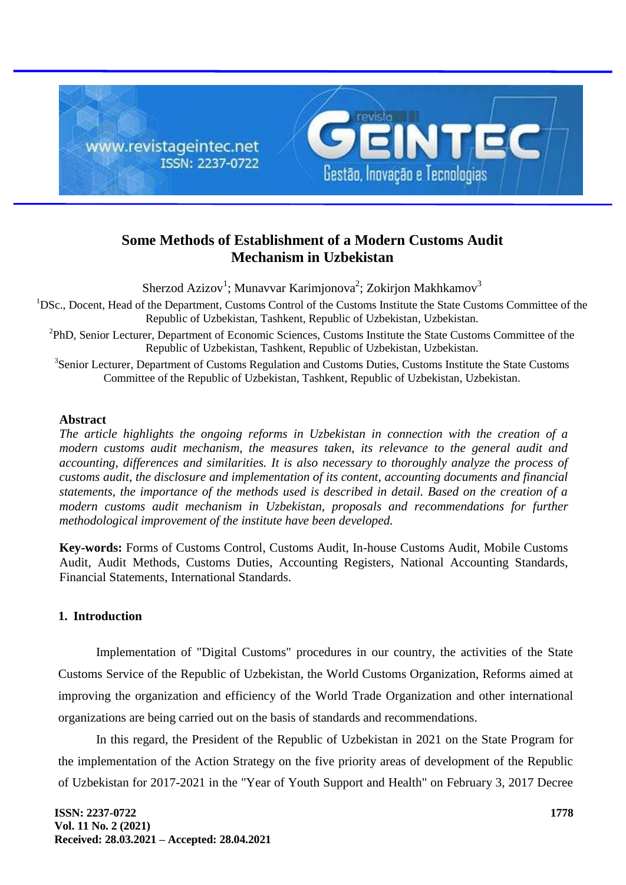# Some Methods of Establishment of a Modern Customs Audit Mechanism in Uzbekistan

Sherzod Azizov[1]; Munavvar Karimjonova[2]; Zokirjon Makhkamov[3]

[1]DSc., Docent, Head of the Department, Customs Control of the Customs Institute the State Customs Committee of the Republic of Uzbekistan, Tashkent, Republic of Uzbekistan, Uzbekistan.

[2]PhD, Senior Lecturer, Department of Economic Sciences, Customs Institute the State Customs Committee of the Republic of Uzbekistan, Tashkent, Republic of Uzbekistan, Uzbekistan.

[3]Senior Lecturer, Department of Customs Regulation and Customs Duties, Customs Institute the State Customs Committee of the Republic of Uzbekistan, Tashkent, Republic of Uzbekistan, Uzbekistan.

### Abstract

*The article highlights the ongoing reforms in Uzbekistan in connection with the creation of a modern customs audit mechanism, the measures taken, its relevance to the general audit and accounting, differences and similarities. It is also necessary to thoroughly analyze the process of customs audit, the disclosure and implementation of its content, accounting documents and financial statements, the importance of the methods used is described in detail. Based on the creation of a modern customs audit mechanism in Uzbekistan, proposals and recommendations for further methodological improvement of the institute have been developed.*

**Key-words:** Forms of Customs Control, Customs Audit, In-house Customs Audit, Mobile Customs Audit, Audit Methods, Customs Duties, Accounting Registers, National Accounting Standards, Financial Statements, International Standards.

## 1. Introduction

Implementation of "Digital Customs" procedures in our country, the activities of the State Customs Service of the Republic of Uzbekistan, the World Customs Organization, Reforms aimed at improving the organization and efficiency of the World Trade Organization and other international organizations are being carried out on the basis of standards and recommendations.

In this regard, the President of the Republic of Uzbekistan in 2021 on the State Program for the implementation of the Action Strategy on the five priority areas of development of the Republic of Uzbekistan for 2017-2021 in the "Year of Youth Support and Health" on February 3, 2017 Decree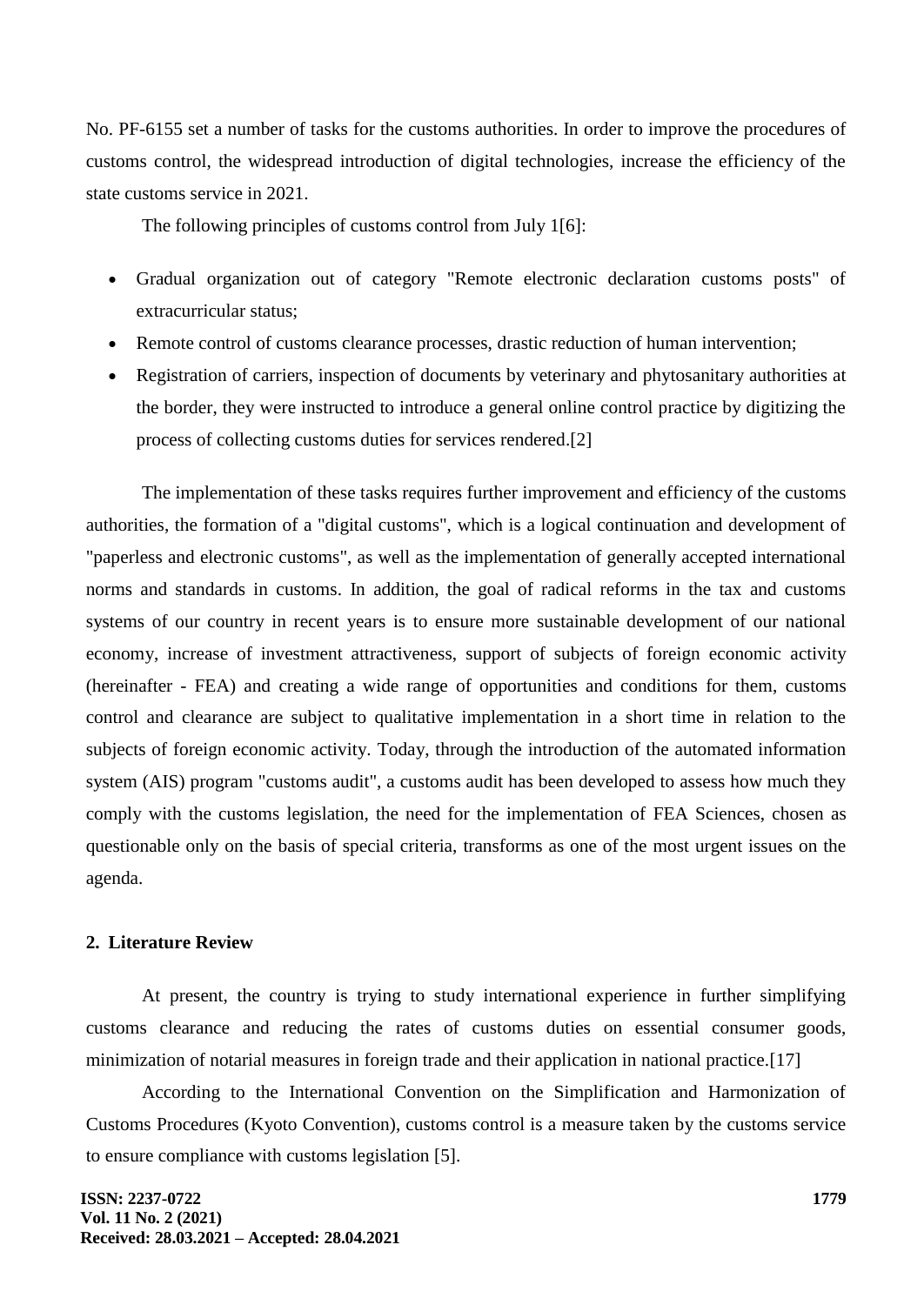No. PF-6155 set a number of tasks for the customs authorities. In order to improve the procedures of customs control, the widespread introduction of digital technologies, increase the efficiency of the state customs service in 2021.

The following principles of customs control from July 1[6]:

- Gradual organization out of category "Remote electronic declaration customs posts" of extracurricular status;
- Remote control of customs clearance processes, drastic reduction of human intervention;
- Registration of carriers, inspection of documents by veterinary and phytosanitary authorities at the border, they were instructed to introduce a general online control practice by digitizing the process of collecting customs duties for services rendered.[2]

The implementation of these tasks requires further improvement and efficiency of the customs authorities, the formation of a "digital customs", which is a logical continuation and development of "paperless and electronic customs", as well as the implementation of generally accepted international norms and standards in customs. In addition, the goal of radical reforms in the tax and customs systems of our country in recent years is to ensure more sustainable development of our national economy, increase of investment attractiveness, support of subjects of foreign economic activity (hereinafter - FEA) and creating a wide range of opportunities and conditions for them, customs control and clearance are subject to qualitative implementation in a short time in relation to the subjects of foreign economic activity. Today, through the introduction of the automated information system (AIS) program "customs audit", a customs audit has been developed to assess how much they comply with the customs legislation, the need for the implementation of FEA Sciences, chosen as questionable only on the basis of special criteria, transforms as one of the most urgent issues on the agenda.

## 2. Literature Review

At present, the country is trying to study international experience in further simplifying customs clearance and reducing the rates of customs duties on essential consumer goods, minimization of notarial measures in foreign trade and their application in national practice.[17]

According to the International Convention on the Simplification and Harmonization of Customs Procedures (Kyoto Convention), customs control is a measure taken by the customs service to ensure compliance with customs legislation [5].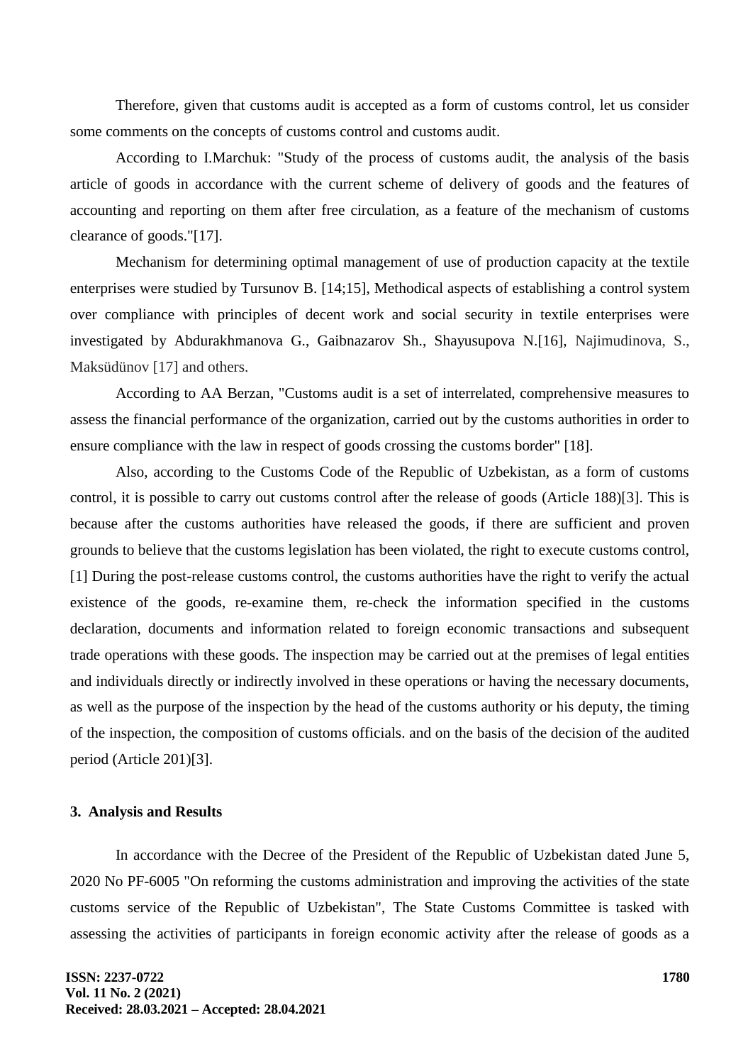Therefore, given that customs audit is accepted as a form of customs control, let us consider some comments on the concepts of customs control and customs audit.

According to I.Marchuk: "Study of the process of customs audit, the analysis of the basis article of goods in accordance with the current scheme of delivery of goods and the features of accounting and reporting on them after free circulation, as a feature of the mechanism of customs clearance of goods."[17].

Mechanism for determining optimal management of use of production capacity at the textile enterprises were studied by Tursunov B. [14;15], Methodical aspects of establishing a control system over compliance with principles of decent work and social security in textile enterprises were investigated by Abdurakhmanova G., Gaibnazarov Sh., Shayusupova N.[16], Najimudinova, S., Maksüdünov [17] and others.

According to AA Berzan, "Customs audit is a set of interrelated, comprehensive measures to assess the financial performance of the organization, carried out by the customs authorities in order to ensure compliance with the law in respect of goods crossing the customs border" [18].

Also, according to the Customs Code of the Republic of Uzbekistan, as a form of customs control, it is possible to carry out customs control after the release of goods (Article 188)[3]. This is because after the customs authorities have released the goods, if there are sufficient and proven grounds to believe that the customs legislation has been violated, the right to execute customs control, [1] During the post-release customs control, the customs authorities have the right to verify the actual existence of the goods, re-examine them, re-check the information specified in the customs declaration, documents and information related to foreign economic transactions and subsequent trade operations with these goods. The inspection may be carried out at the premises of legal entities and individuals directly or indirectly involved in these operations or having the necessary documents, as well as the purpose of the inspection by the head of the customs authority or his deputy, the timing of the inspection, the composition of customs officials. and on the basis of the decision of the audited period (Article 201)[3].

### 3. Analysis and Results

In accordance with the Decree of the President of the Republic of Uzbekistan dated June 5, 2020 No PF-6005 "On reforming the customs administration and improving the activities of the state customs service of the Republic of Uzbekistan", The State Customs Committee is tasked with assessing the activities of participants in foreign economic activity after the release of goods as a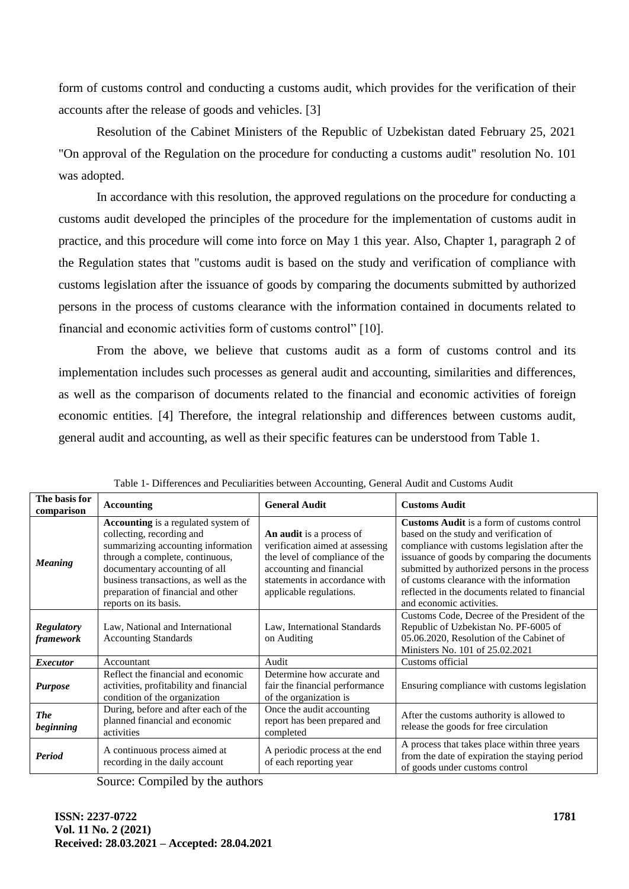form of customs control and conducting a customs audit, which provides for the verification of their accounts after the release of goods and vehicles. [3]

Resolution of the Cabinet Ministers of the Republic of Uzbekistan dated February 25, 2021 "On approval of the Regulation on the procedure for conducting a customs audit" resolution No. 101 was adopted.

In accordance with this resolution, the approved regulations on the procedure for conducting a customs audit developed the principles of the procedure for the implementation of customs audit in practice, and this procedure will come into force on May 1 this year. Also, Chapter 1, paragraph 2 of the Regulation states that "customs audit is based on the study and verification of compliance with customs legislation after the issuance of goods by comparing the documents submitted by authorized persons in the process of customs clearance with the information contained in documents related to financial and economic activities form of customs control" [10].

From the above, we believe that customs audit as a form of customs control and its implementation includes such processes as general audit and accounting, similarities and differences, as well as the comparison of documents related to the financial and economic activities of foreign economic entities. [4] Therefore, the integral relationship and differences between customs audit, general audit and accounting, as well as their specific features can be understood from Table 1.

Table 1- Differences and Peculiarities between Accounting, General Audit and Customs Audit

| The basis for comparison | Accounting | General Audit | Customs Audit |
| --- | --- | --- | --- |
| ***Meaning*** | **Accounting** is a regulated system of collecting, recording and summarizing accounting information through a complete, continuous, documentary accounting of all business transactions, as well as the preparation of financial and other reports on its basis. | **An audit** is a process of verification aimed at assessing the level of compliance of the accounting and financial statements in accordance with applicable regulations. | **Customs Audit** is a form of customs control based on the study and verification of compliance with customs legislation after the issuance of goods by comparing the documents submitted by authorized persons in the process of customs clearance with the information reflected in the documents related to financial and economic activities. |
| ***Regulatory framework*** | Law, National and International Accounting Standards | Law, International Standards on Auditing | Customs Code, Decree of the President of the Republic of Uzbekistan No. PF-6005 of 05.06.2020, Resolution of the Cabinet of Ministers No. 101 of 25.02.2021 |
| ***Executor*** | Accountant | Audit | Customs official |
| ***Purpose*** | Reflect the financial and economic activities, profitability and financial condition of the organization | Determine how accurate and fair the financial performance of the organization is | Ensuring compliance with customs legislation |
| ***The beginning*** | During, before and after each of the planned financial and economic activities | Once the audit accounting report has been prepared and completed | After the customs authority is allowed to release the goods for free circulation |
| ***Period*** | A continuous process aimed at recording in the daily account | A periodic process at the end of each reporting year | A process that takes place within three years from the date of expiration the staying period of goods under customs control |

Source: Compiled by the authors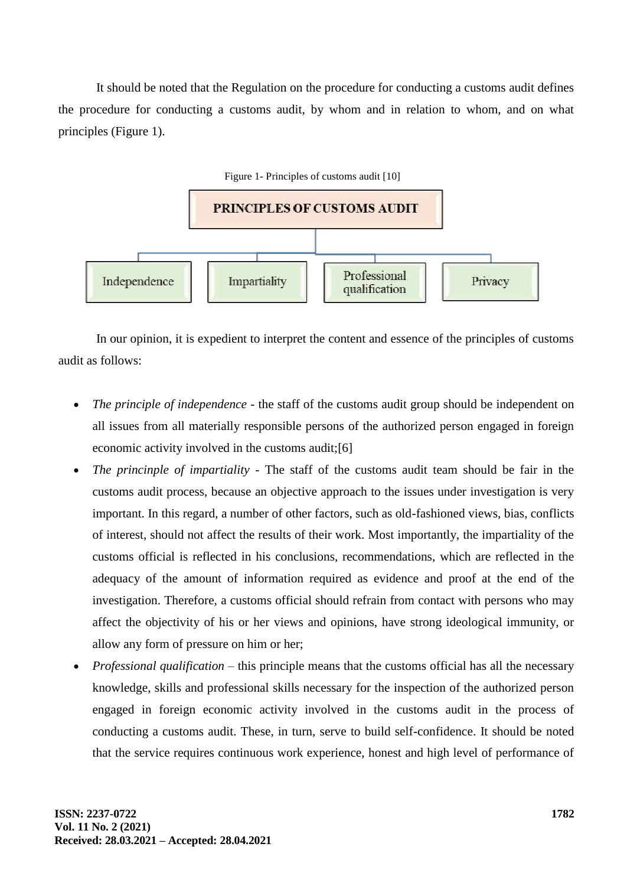It should be noted that the Regulation on the procedure for conducting a customs audit defines the procedure for conducting a customs audit, by whom and in relation to whom, and on what principles (Figure 1).

Figure 1- Principles of customs audit [10]

PRINCIPLES OF CUSTOMS AUDIT

- Independence
- Impartiality
- Professional qualification
- Privacy

In our opinion, it is expedient to interpret the content and essence of the principles of customs audit as follows:

- *The principle of independence* - the staff of the customs audit group should be independent on all issues from all materially responsible persons of the authorized person engaged in foreign economic activity involved in the customs audit;[6]
- *The princinple of impartiality* - The staff of the customs audit team should be fair in the customs audit process, because an objective approach to the issues under investigation is very important. In this regard, a number of other factors, such as old-fashioned views, bias, conflicts of interest, should not affect the results of their work. Most importantly, the impartiality of the customs official is reflected in his conclusions, recommendations, which are reflected in the adequacy of the amount of information required as evidence and proof at the end of the investigation. Therefore, a customs official should refrain from contact with persons who may affect the objectivity of his or her views and opinions, have strong ideological immunity, or allow any form of pressure on him or her;
- *Professional qualification* – this principle means that the customs official has all the necessary knowledge, skills and professional skills necessary for the inspection of the authorized person engaged in foreign economic activity involved in the customs audit in the process of conducting a customs audit. These, in turn, serve to build self-confidence. It should be noted that the service requires continuous work experience, honest and high level of performance of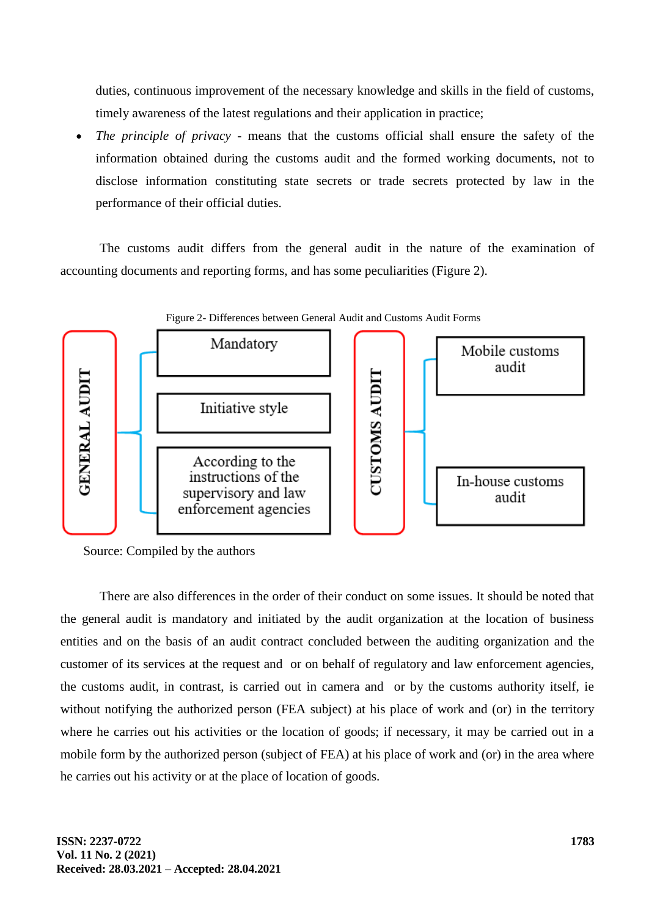duties, continuous improvement of the necessary knowledge and skills in the field of customs, timely awareness of the latest regulations and their application in practice;

- *The principle of privacy* - means that the customs official shall ensure the safety of the information obtained during the customs audit and the formed working documents, not to disclose information constituting state secrets or trade secrets protected by law in the performance of their official duties.

The customs audit differs from the general audit in the nature of the examination of accounting documents and reporting forms, and has some peculiarities (Figure 2).

Figure 2- Differences between General Audit and Customs Audit Forms

| GENERAL AUDIT | CUSTOMS AUDIT |
|---|---|
| Mandatory | Mobile customs audit |
| Initiative style | In-house customs audit |
| According to the instructions of the supervisory and law enforcement agencies | |

Source: Compiled by the authors

There are also differences in the order of their conduct on some issues. It should be noted that the general audit is mandatory and initiated by the audit organization at the location of business entities and on the basis of an audit contract concluded between the auditing organization and the customer of its services at the request and or on behalf of regulatory and law enforcement agencies, the customs audit, in contrast, is carried out in camera and or by the customs authority itself, ie without notifying the authorized person (FEA subject) at his place of work and (or) in the territory where he carries out his activities or the location of goods; if necessary, it may be carried out in a mobile form by the authorized person (subject of FEA) at his place of work and (or) in the area where he carries out his activity or at the place of location of goods.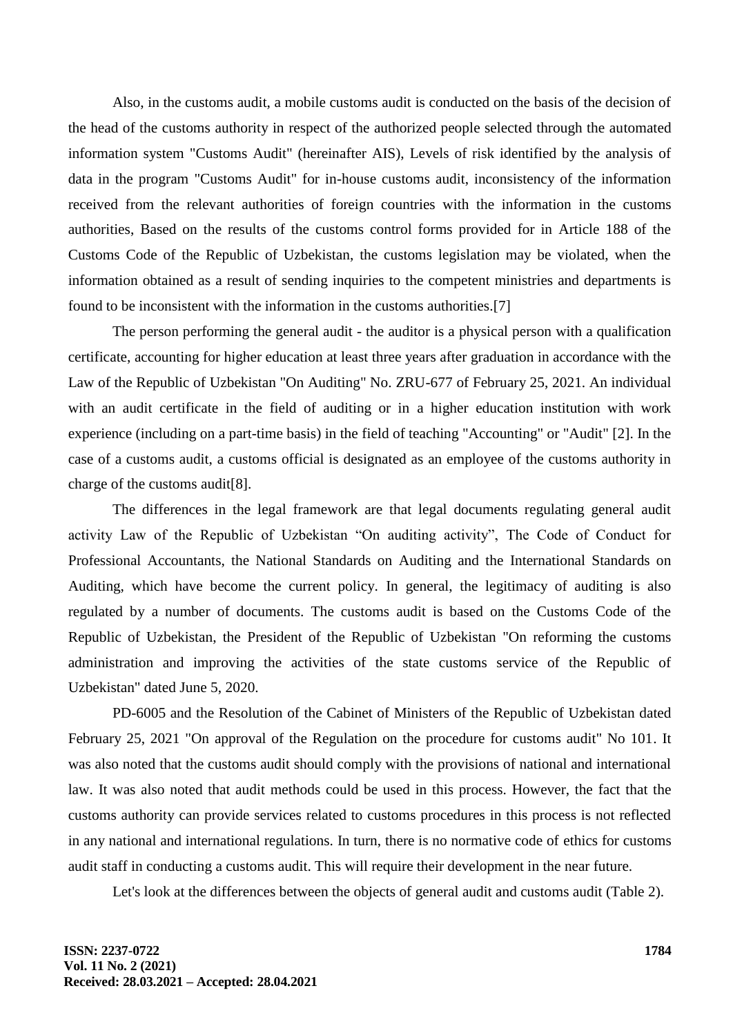Also, in the customs audit, a mobile customs audit is conducted on the basis of the decision of the head of the customs authority in respect of the authorized people selected through the automated information system "Customs Audit" (hereinafter AIS), Levels of risk identified by the analysis of data in the program "Customs Audit" for in-house customs audit, inconsistency of the information received from the relevant authorities of foreign countries with the information in the customs authorities, Based on the results of the customs control forms provided for in Article 188 of the Customs Code of the Republic of Uzbekistan, the customs legislation may be violated, when the information obtained as a result of sending inquiries to the competent ministries and departments is found to be inconsistent with the information in the customs authorities.[7]

The person performing the general audit - the auditor is a physical person with a qualification certificate, accounting for higher education at least three years after graduation in accordance with the Law of the Republic of Uzbekistan "On Auditing" No. ZRU-677 of February 25, 2021. An individual with an audit certificate in the field of auditing or in a higher education institution with work experience (including on a part-time basis) in the field of teaching "Accounting" or "Audit" [2]. In the case of a customs audit, a customs official is designated as an employee of the customs authority in charge of the customs audit[8].

The differences in the legal framework are that legal documents regulating general audit activity Law of the Republic of Uzbekistan "On auditing activity", The Code of Conduct for Professional Accountants, the National Standards on Auditing and the International Standards on Auditing, which have become the current policy. In general, the legitimacy of auditing is also regulated by a number of documents. The customs audit is based on the Customs Code of the Republic of Uzbekistan, the President of the Republic of Uzbekistan "On reforming the customs administration and improving the activities of the state customs service of the Republic of Uzbekistan" dated June 5, 2020.

PD-6005 and the Resolution of the Cabinet of Ministers of the Republic of Uzbekistan dated February 25, 2021 "On approval of the Regulation on the procedure for customs audit" No 101. It was also noted that the customs audit should comply with the provisions of national and international law. It was also noted that audit methods could be used in this process. However, the fact that the customs authority can provide services related to customs procedures in this process is not reflected in any national and international regulations. In turn, there is no normative code of ethics for customs audit staff in conducting a customs audit. This will require their development in the near future.

Let's look at the differences between the objects of general audit and customs audit (Table 2).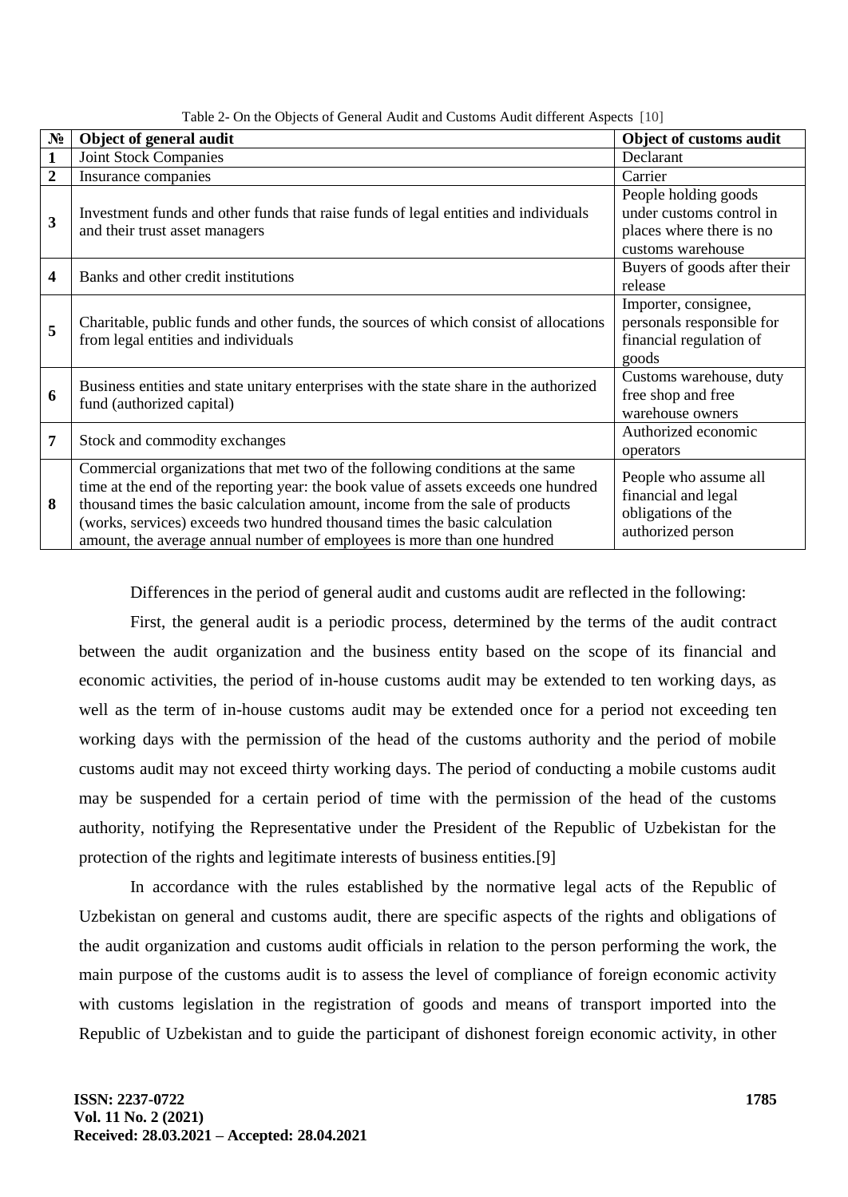Table 2- On the Objects of General Audit and Customs Audit different Aspects [10]

| № | Object of general audit | Object of customs audit |
|---|---|---|
| 1 | Joint Stock Companies | Declarant |
| 2 | Insurance companies | Carrier |
| 3 | Investment funds and other funds that raise funds of legal entities and individuals and their trust asset managers | People holding goods under customs control in places where there is no customs warehouse |
| 4 | Banks and other credit institutions | Buyers of goods after their release |
| 5 | Charitable, public funds and other funds, the sources of which consist of allocations from legal entities and individuals | Importer, consignee, personals responsible for financial regulation of goods |
| 6 | Business entities and state unitary enterprises with the state share in the authorized fund (authorized capital) | Customs warehouse, duty free shop and free warehouse owners |
| 7 | Stock and commodity exchanges | Authorized economic operators |
| 8 | Commercial organizations that met two of the following conditions at the same time at the end of the reporting year: the book value of assets exceeds one hundred thousand times the basic calculation amount, income from the sale of products (works, services) exceeds two hundred thousand times the basic calculation amount, the average annual number of employees is more than one hundred | People who assume all financial and legal obligations of the authorized person |

Differences in the period of general audit and customs audit are reflected in the following:

First, the general audit is a periodic process, determined by the terms of the audit contract between the audit organization and the business entity based on the scope of its financial and economic activities, the period of in-house customs audit may be extended to ten working days, as well as the term of in-house customs audit may be extended once for a period not exceeding ten working days with the permission of the head of the customs authority and the period of mobile customs audit may not exceed thirty working days. The period of conducting a mobile customs audit may be suspended for a certain period of time with the permission of the head of the customs authority, notifying the Representative under the President of the Republic of Uzbekistan for the protection of the rights and legitimate interests of business entities.[9]

In accordance with the rules established by the normative legal acts of the Republic of Uzbekistan on general and customs audit, there are specific aspects of the rights and obligations of the audit organization and customs audit officials in relation to the person performing the work, the main purpose of the customs audit is to assess the level of compliance of foreign economic activity with customs legislation in the registration of goods and means of transport imported into the Republic of Uzbekistan and to guide the participant of dishonest foreign economic activity, in other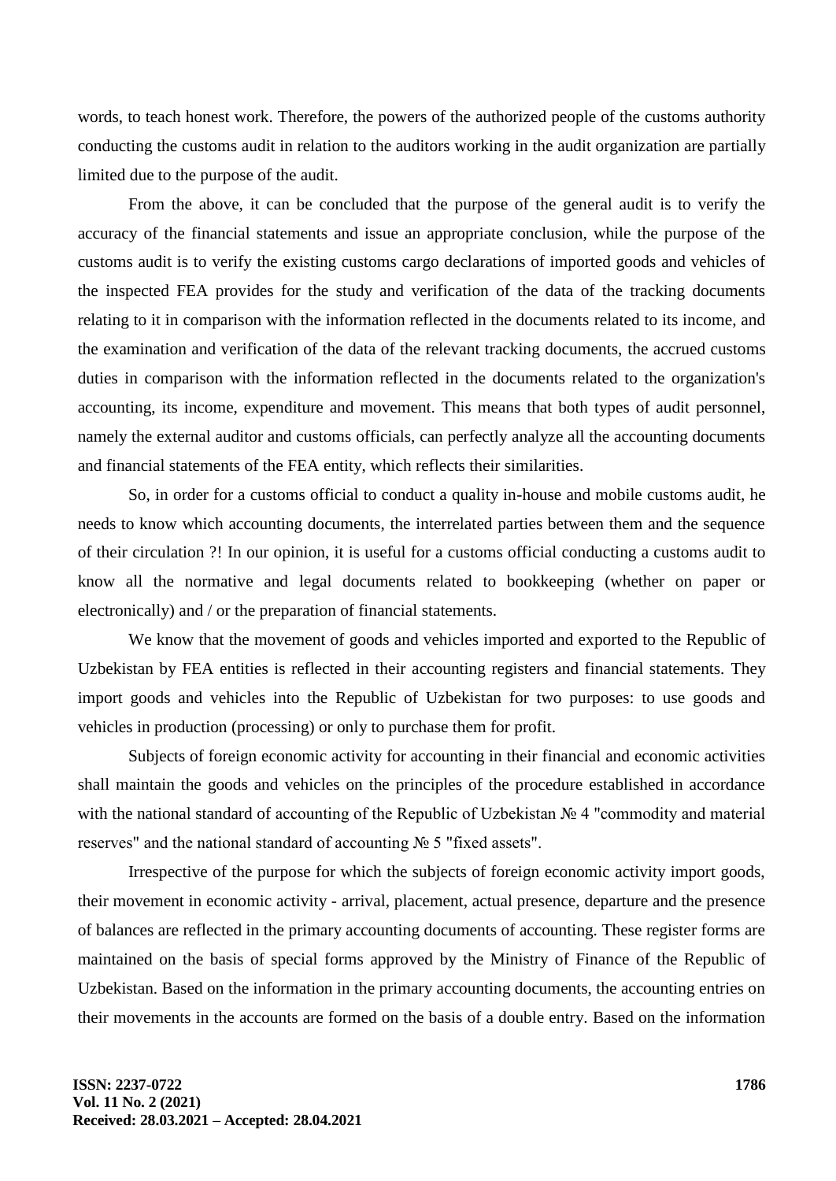words, to teach honest work. Therefore, the powers of the authorized people of the customs authority conducting the customs audit in relation to the auditors working in the audit organization are partially limited due to the purpose of the audit.

From the above, it can be concluded that the purpose of the general audit is to verify the accuracy of the financial statements and issue an appropriate conclusion, while the purpose of the customs audit is to verify the existing customs cargo declarations of imported goods and vehicles of the inspected FEA provides for the study and verification of the data of the tracking documents relating to it in comparison with the information reflected in the documents related to its income, and the examination and verification of the data of the relevant tracking documents, the accrued customs duties in comparison with the information reflected in the documents related to the organization's accounting, its income, expenditure and movement. This means that both types of audit personnel, namely the external auditor and customs officials, can perfectly analyze all the accounting documents and financial statements of the FEA entity, which reflects their similarities.

So, in order for a customs official to conduct a quality in-house and mobile customs audit, he needs to know which accounting documents, the interrelated parties between them and the sequence of their circulation ?! In our opinion, it is useful for a customs official conducting a customs audit to know all the normative and legal documents related to bookkeeping (whether on paper or electronically) and / or the preparation of financial statements.

We know that the movement of goods and vehicles imported and exported to the Republic of Uzbekistan by FEA entities is reflected in their accounting registers and financial statements. They import goods and vehicles into the Republic of Uzbekistan for two purposes: to use goods and vehicles in production (processing) or only to purchase them for profit.

Subjects of foreign economic activity for accounting in their financial and economic activities shall maintain the goods and vehicles on the principles of the procedure established in accordance with the national standard of accounting of the Republic of Uzbekistan № 4 "commodity and material reserves" and the national standard of accounting № 5 "fixed assets".

Irrespective of the purpose for which the subjects of foreign economic activity import goods, their movement in economic activity - arrival, placement, actual presence, departure and the presence of balances are reflected in the primary accounting documents of accounting. These register forms are maintained on the basis of special forms approved by the Ministry of Finance of the Republic of Uzbekistan. Based on the information in the primary accounting documents, the accounting entries on their movements in the accounts are formed on the basis of a double entry. Based on the information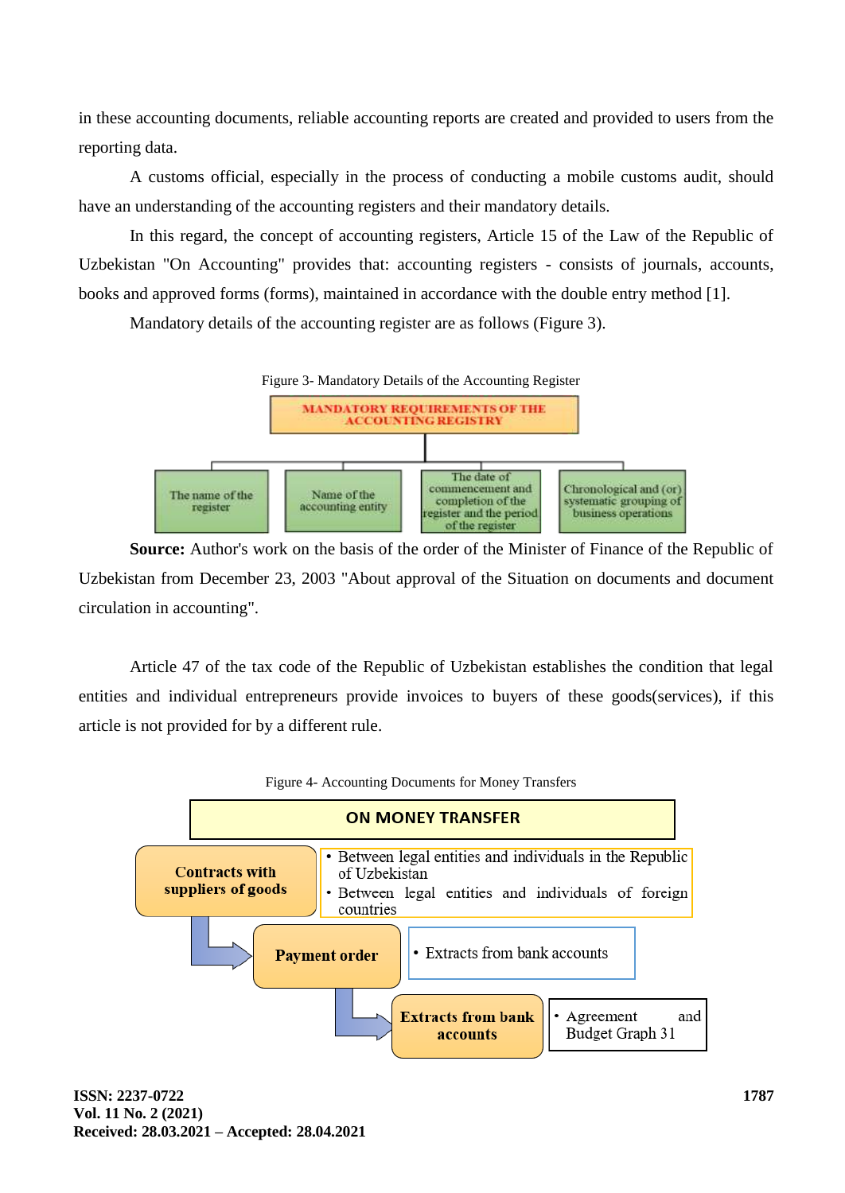in these accounting documents, reliable accounting reports are created and provided to users from the reporting data.

A customs official, especially in the process of conducting a mobile customs audit, should have an understanding of the accounting registers and their mandatory details.

In this regard, the concept of accounting registers, Article 15 of the Law of the Republic of Uzbekistan "On Accounting" provides that: accounting registers - consists of journals, accounts, books and approved forms (forms), maintained in accordance with the double entry method [1].

Mandatory details of the accounting register are as follows (Figure 3).

Figure 3- Mandatory Details of the Accounting Register

MANDATORY REQUIREMENTS OF THE ACCOUNTING REGISTRY

- The name of the register
- Name of the accounting entity
- The date of commencement and completion of the register and the period of the register
- Chronological and (or) systematic grouping of business operations

**Source:** Author's work on the basis of the order of the Minister of Finance of the Republic of Uzbekistan from December 23, 2003 "About approval of the Situation on documents and document circulation in accounting".

Article 47 of the tax code of the Republic of Uzbekistan establishes the condition that legal entities and individual entrepreneurs provide invoices to buyers of these goods(services), if this article is not provided for by a different rule.

Figure 4- Accounting Documents for Money Transfers

ON MONEY TRANSFER

**Contracts with suppliers of goods**
- Between legal entities and individuals in the Republic of Uzbekistan
- Between legal entities and individuals of foreign countries

**Payment order**
- Extracts from bank accounts

**Extracts from bank accounts**
- Agreement and Budget Graph 31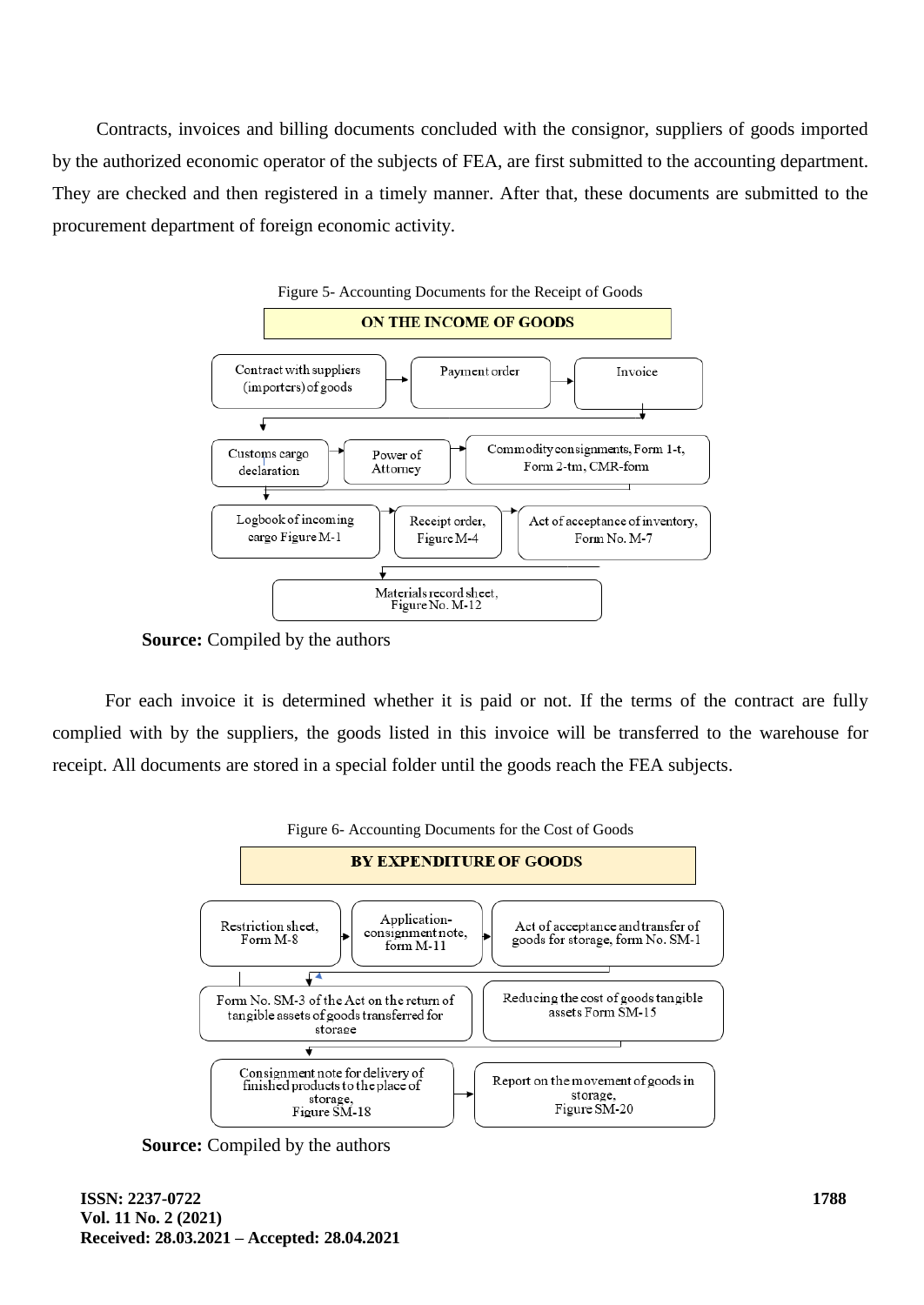Contracts, invoices and billing documents concluded with the consignor, suppliers of goods imported by the authorized economic operator of the subjects of FEA, are first submitted to the accounting department. They are checked and then registered in a timely manner. After that, these documents are submitted to the procurement department of foreign economic activity.

Figure 5- Accounting Documents for the Receipt of Goods

**ON THE INCOME OF GOODS**

Contract with suppliers (importers) of goods → Payment order → Invoice

Customs cargo declaration → Power of Attorney → Commodity consignments, Form 1-t, Form 2-tm, CMR-form

Logbook of incoming cargo Figure M-1 → Receipt order, Figure M-4 → Act of acceptance of inventory, Form No. M-7

Materials record sheet, Figure No. M-12

**Source:** Compiled by the authors

For each invoice it is determined whether it is paid or not. If the terms of the contract are fully complied with by the suppliers, the goods listed in this invoice will be transferred to the warehouse for receipt. All documents are stored in a special folder until the goods reach the FEA subjects.

Figure 6- Accounting Documents for the Cost of Goods

**BY EXPENDITURE OF GOODS**

Restriction sheet, Form M-8 → Application-consignment note, form M-11 → Act of acceptance and transfer of goods for storage, form No. SM-1

Form No. SM-3 of the Act on the return of tangible assets of goods transferred for storage

Reducing the cost of goods tangible assets Form SM-15

Consignment note for delivery of finished products to the place of storage, Figure SM-18 → Report on the movement of goods in storage, Figure SM-20

**Source:** Compiled by the authors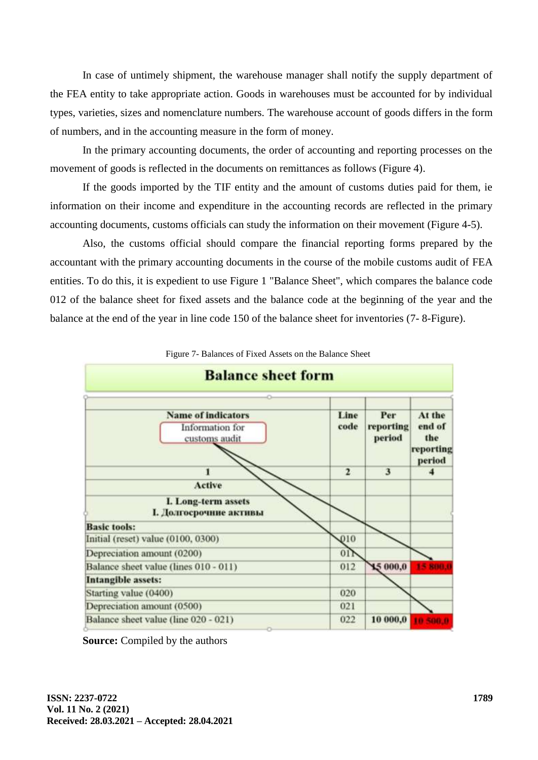In case of untimely shipment, the warehouse manager shall notify the supply department of the FEA entity to take appropriate action. Goods in warehouses must be accounted for by individual types, varieties, sizes and nomenclature numbers. The warehouse account of goods differs in the form of numbers, and in the accounting measure in the form of money.

In the primary accounting documents, the order of accounting and reporting processes on the movement of goods is reflected in the documents on remittances as follows (Figure 4).

If the goods imported by the TIF entity and the amount of customs duties paid for them, ie information on their income and expenditure in the accounting records are reflected in the primary accounting documents, customs officials can study the information on their movement (Figure 4-5).

Also, the customs official should compare the financial reporting forms prepared by the accountant with the primary accounting documents in the course of the mobile customs audit of FEA entities. To do this, it is expedient to use Figure 1 "Balance Sheet", which compares the balance code 012 of the balance sheet for fixed assets and the balance code at the beginning of the year and the balance at the end of the year in line code 150 of the balance sheet for inventories (7- 8-Figure).

Figure 7- Balances of Fixed Assets on the Balance Sheet

**Balance sheet form**

| Name of indicators<br>Information for customs audit | Line code | Per reporting period | At the end of the reporting period |
|---|---|---|---|
| 1 | 2 | 3 | 4 |
| **Active** | | | |
| **I. Long-term assets**<br>**I. Долгосрочние активы** | | | |
| **Basic tools:** | | | |
| Initial (reset) value (0100, 0300) | 010 | | |
| Depreciation amount (0200) | 011 | | |
| Balance sheet value (lines 010 - 011) | 012 | 15 000,0 | 15 800,0 |
| **Intangible assets:** | | | |
| Starting value (0400) | 020 | | |
| Depreciation amount (0500) | 021 | | |
| Balance sheet value (line 020 - 021) | 022 | 10 000,0 | 10 500,0 |

**Source:** Compiled by the authors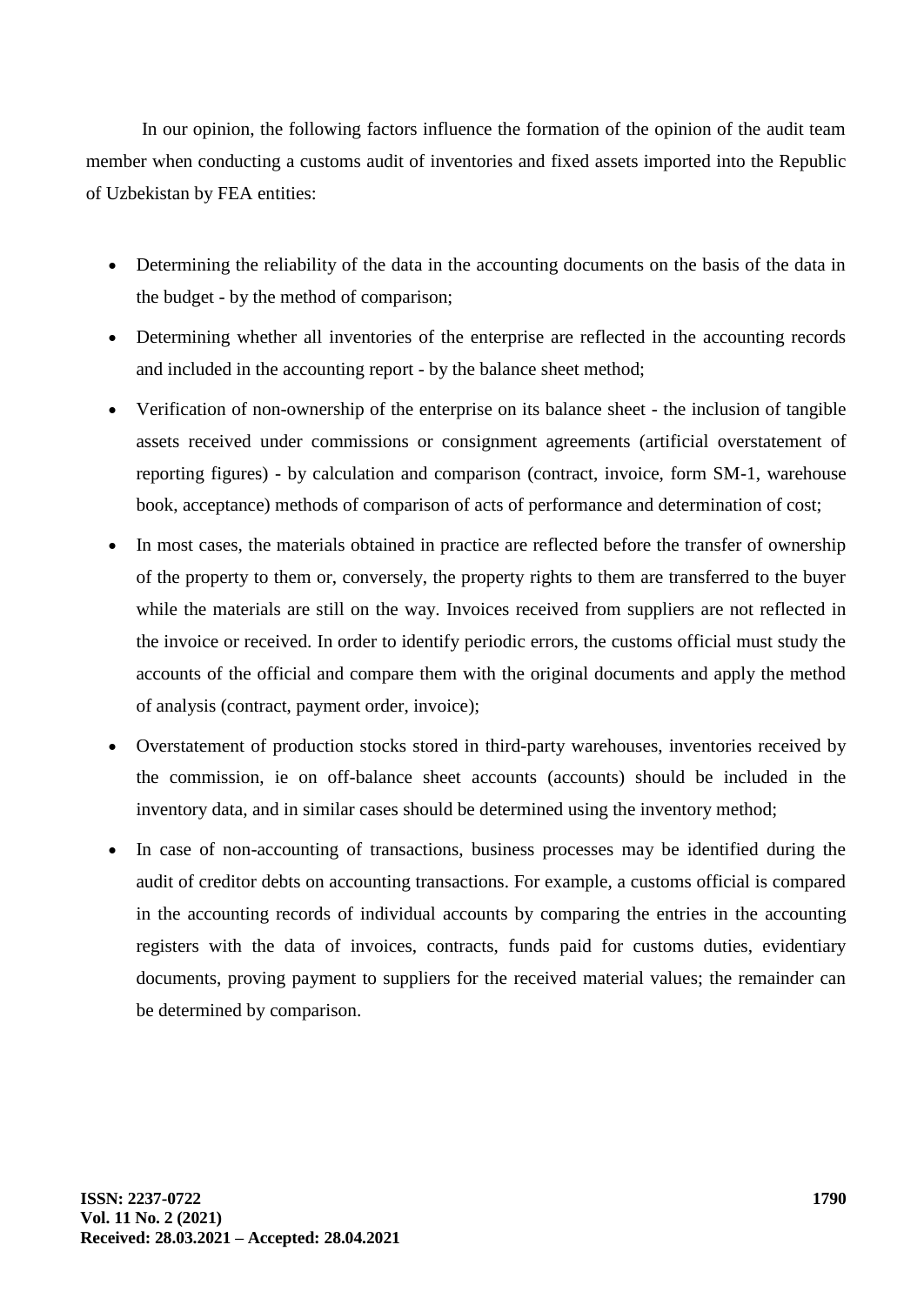In our opinion, the following factors influence the formation of the opinion of the audit team member when conducting a customs audit of inventories and fixed assets imported into the Republic of Uzbekistan by FEA entities:

- Determining the reliability of the data in the accounting documents on the basis of the data in the budget - by the method of comparison;
- Determining whether all inventories of the enterprise are reflected in the accounting records and included in the accounting report - by the balance sheet method;
- Verification of non-ownership of the enterprise on its balance sheet - the inclusion of tangible assets received under commissions or consignment agreements (artificial overstatement of reporting figures) - by calculation and comparison (contract, invoice, form SM-1, warehouse book, acceptance) methods of comparison of acts of performance and determination of cost;
- In most cases, the materials obtained in practice are reflected before the transfer of ownership of the property to them or, conversely, the property rights to them are transferred to the buyer while the materials are still on the way. Invoices received from suppliers are not reflected in the invoice or received. In order to identify periodic errors, the customs official must study the accounts of the official and compare them with the original documents and apply the method of analysis (contract, payment order, invoice);
- Overstatement of production stocks stored in third-party warehouses, inventories received by the commission, ie on off-balance sheet accounts (accounts) should be included in the inventory data, and in similar cases should be determined using the inventory method;
- In case of non-accounting of transactions, business processes may be identified during the audit of creditor debts on accounting transactions. For example, a customs official is compared in the accounting records of individual accounts by comparing the entries in the accounting registers with the data of invoices, contracts, funds paid for customs duties, evidentiary documents, proving payment to suppliers for the received material values; the remainder can be determined by comparison.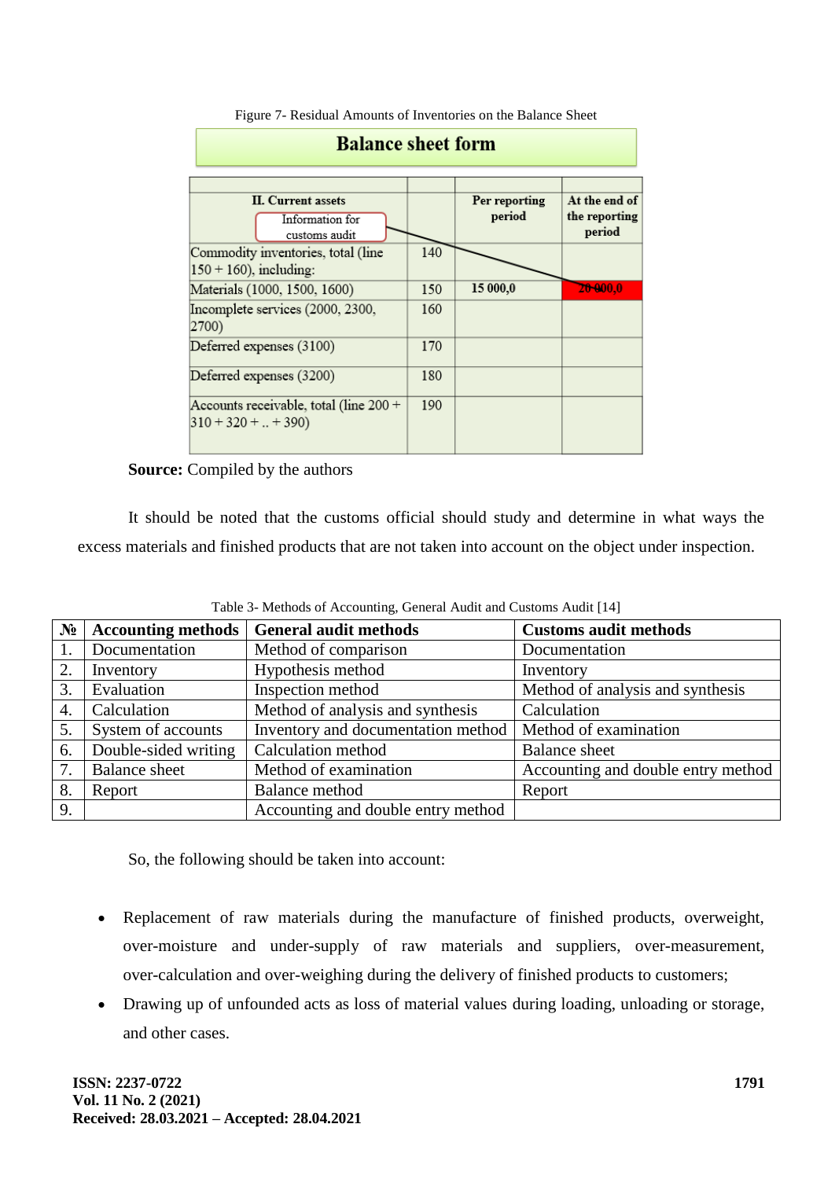Figure 7- Residual Amounts of Inventories on the Balance Sheet

**Balance sheet form**

| II. Current assets (Information for customs audit) | | Per reporting period | At the end of the reporting period |
|---|---|---|---|
| Commodity inventories, total (line 150 + 160), including: | 140 | | |
| Materials (1000, 1500, 1600) | 150 | 15 000,0 | 20 000,0 |
| Incomplete services (2000, 2300, 2700) | 160 | | |
| Deferred expenses (3100) | 170 | | |
| Deferred expenses (3200) | 180 | | |
| Accounts receivable, total (line 200 + 310 + 320 + .. + 390) | 190 | | |

**Source:** Compiled by the authors

It should be noted that the customs official should study and determine in what ways the excess materials and finished products that are not taken into account on the object under inspection.

Table 3- Methods of Accounting, General Audit and Customs Audit [14]

| № | Accounting methods | General audit methods | Customs audit methods |
|---|---|---|---|
| 1. | Documentation | Method of comparison | Documentation |
| 2. | Inventory | Hypothesis method | Inventory |
| 3. | Evaluation | Inspection method | Method of analysis and synthesis |
| 4. | Calculation | Method of analysis and synthesis | Calculation |
| 5. | System of accounts | Inventory and documentation method | Method of examination |
| 6. | Double-sided writing | Calculation method | Balance sheet |
| 7. | Balance sheet | Method of examination | Accounting and double entry method |
| 8. | Report | Balance method | Report |
| 9. | | Accounting and double entry method | |

So, the following should be taken into account:

- Replacement of raw materials during the manufacture of finished products, overweight, over-moisture and under-supply of raw materials and suppliers, over-measurement, over-calculation and over-weighing during the delivery of finished products to customers;
- Drawing up of unfounded acts as loss of material values during loading, unloading or storage, and other cases.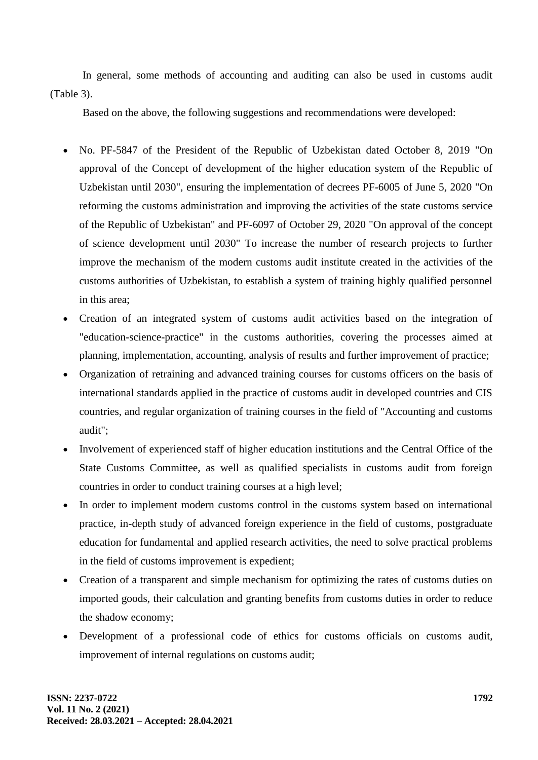In general, some methods of accounting and auditing can also be used in customs audit (Table 3).

Based on the above, the following suggestions and recommendations were developed:

- No. PF-5847 of the President of the Republic of Uzbekistan dated October 8, 2019 "On approval of the Concept of development of the higher education system of the Republic of Uzbekistan until 2030", ensuring the implementation of decrees PF-6005 of June 5, 2020 "On reforming the customs administration and improving the activities of the state customs service of the Republic of Uzbekistan" and PF-6097 of October 29, 2020 "On approval of the concept of science development until 2030" To increase the number of research projects to further improve the mechanism of the modern customs audit institute created in the activities of the customs authorities of Uzbekistan, to establish a system of training highly qualified personnel in this area;
- Creation of an integrated system of customs audit activities based on the integration of "education-science-practice" in the customs authorities, covering the processes aimed at planning, implementation, accounting, analysis of results and further improvement of practice;
- Organization of retraining and advanced training courses for customs officers on the basis of international standards applied in the practice of customs audit in developed countries and CIS countries, and regular organization of training courses in the field of "Accounting and customs audit";
- Involvement of experienced staff of higher education institutions and the Central Office of the State Customs Committee, as well as qualified specialists in customs audit from foreign countries in order to conduct training courses at a high level;
- In order to implement modern customs control in the customs system based on international practice, in-depth study of advanced foreign experience in the field of customs, postgraduate education for fundamental and applied research activities, the need to solve practical problems in the field of customs improvement is expedient;
- Creation of a transparent and simple mechanism for optimizing the rates of customs duties on imported goods, their calculation and granting benefits from customs duties in order to reduce the shadow economy;
- Development of a professional code of ethics for customs officials on customs audit, improvement of internal regulations on customs audit;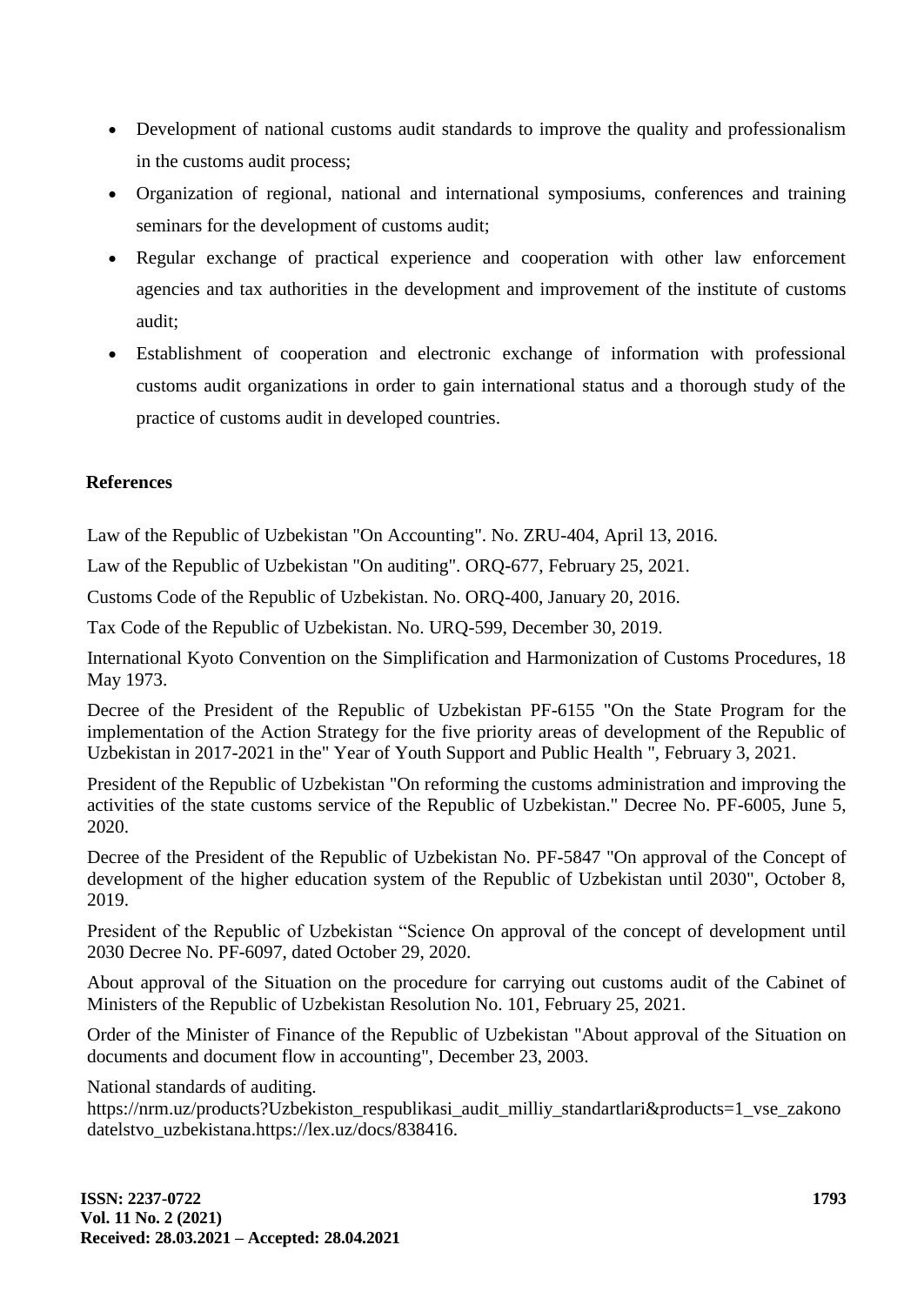- Development of national customs audit standards to improve the quality and professionalism in the customs audit process;
- Organization of regional, national and international symposiums, conferences and training seminars for the development of customs audit;
- Regular exchange of practical experience and cooperation with other law enforcement agencies and tax authorities in the development and improvement of the institute of customs audit;
- Establishment of cooperation and electronic exchange of information with professional customs audit organizations in order to gain international status and a thorough study of the practice of customs audit in developed countries.

## References

Law of the Republic of Uzbekistan "On Accounting". No. ZRU-404, April 13, 2016.

Law of the Republic of Uzbekistan "On auditing". ORQ-677, February 25, 2021.

Customs Code of the Republic of Uzbekistan. No. ORQ-400, January 20, 2016.

Tax Code of the Republic of Uzbekistan. No. URQ-599, December 30, 2019.

International Kyoto Convention on the Simplification and Harmonization of Customs Procedures, 18 May 1973.

Decree of the President of the Republic of Uzbekistan PF-6155 "On the State Program for the implementation of the Action Strategy for the five priority areas of development of the Republic of Uzbekistan in 2017-2021 in the" Year of Youth Support and Public Health ", February 3, 2021.

President of the Republic of Uzbekistan "On reforming the customs administration and improving the activities of the state customs service of the Republic of Uzbekistan." Decree No. PF-6005, June 5, 2020.

Decree of the President of the Republic of Uzbekistan No. PF-5847 "On approval of the Concept of development of the higher education system of the Republic of Uzbekistan until 2030", October 8, 2019.

President of the Republic of Uzbekistan “Science On approval of the concept of development until 2030 Decree No. PF-6097, dated October 29, 2020.

About approval of the Situation on the procedure for carrying out customs audit of the Cabinet of Ministers of the Republic of Uzbekistan Resolution No. 101, February 25, 2021.

Order of the Minister of Finance of the Republic of Uzbekistan "About approval of the Situation on documents and document flow in accounting", December 23, 2003.

National standards of auditing. https://nrm.uz/products?Uzbekiston_respublikasi_audit_milliy_standartlari&products=1_vse_zakonodatelstvo_uzbekistana.https://lex.uz/docs/838416.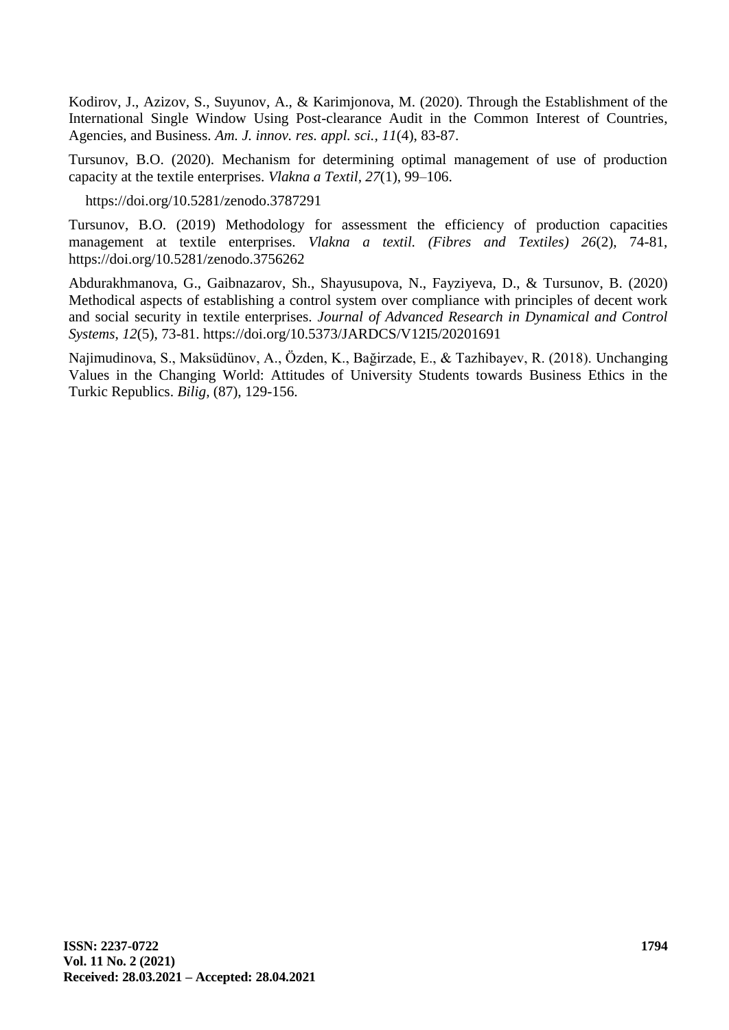Kodirov, J., Azizov, S., Suyunov, A., & Karimjonova, M. (2020). Through the Establishment of the International Single Window Using Post-clearance Audit in the Common Interest of Countries, Agencies, and Business. *Am. J. innov. res. appl. sci., 11*(4), 83-87.

Tursunov, B.O. (2020). Mechanism for determining optimal management of use of production capacity at the textile enterprises. *Vlakna a Textil, 27*(1), 99–106.

https://doi.org/10.5281/zenodo.3787291

Tursunov, B.O. (2019) Methodology for assessment the efficiency of production capacities management at textile enterprises. *Vlakna a textil. (Fibres and Textiles) 26*(2), 74-81, https://doi.org/10.5281/zenodo.3756262

Abdurakhmanova, G., Gaibnazarov, Sh., Shayusupova, N., Fayziyeva, D., & Tursunov, B. (2020) Methodical aspects of establishing a control system over compliance with principles of decent work and social security in textile enterprises. *Journal of Advanced Research in Dynamical and Control Systems, 12*(5), 73-81. https://doi.org/10.5373/JARDCS/V12I5/20201691

Najimudinova, S., Maksüdünov, A., Özden, K., Bağirzade, E., & Tazhibayev, R. (2018). Unchanging Values in the Changing World: Attitudes of University Students towards Business Ethics in the Turkic Republics. *Bilig*, (87), 129-156.